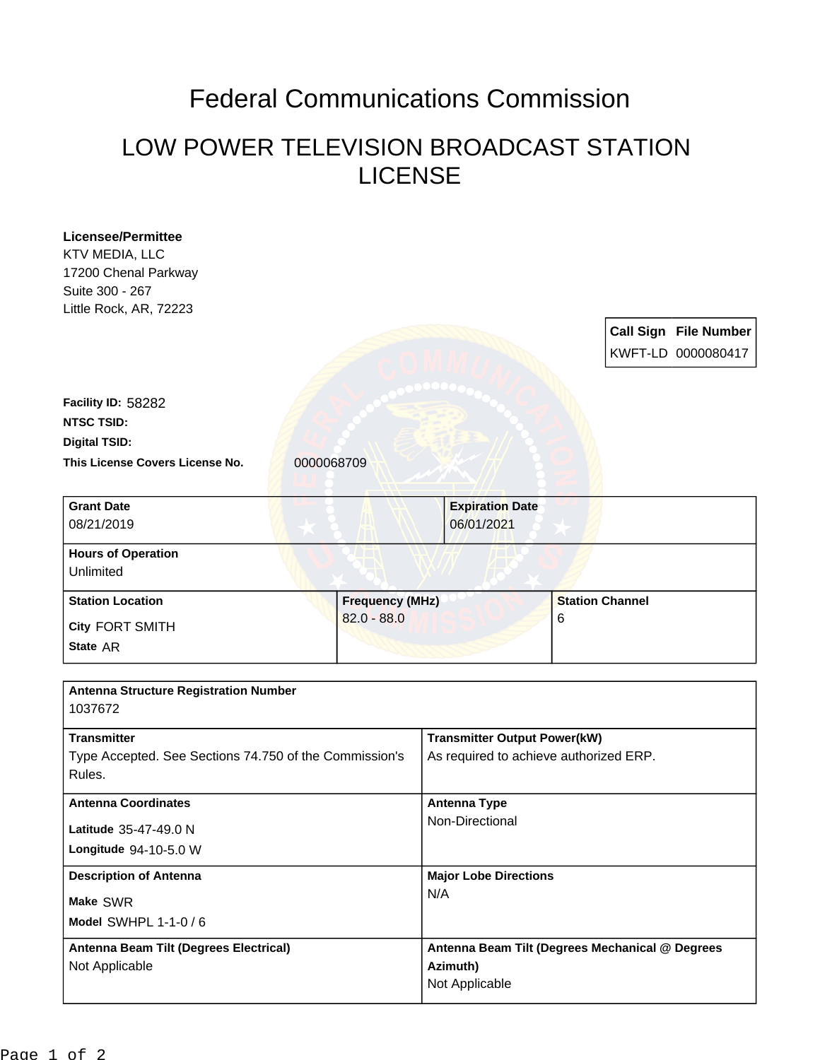# Federal Communications Commission

## LOW POWER TELEVISION BROADCAST STATION LICENSE

**Licensee/Permittee**
KTV MEDIA, LLC
17200 Chenal Parkway
Suite 300 - 267
Little Rock, AR, 72223

| Call Sign | File Number |
|---|---|
| KWFT-LD | 0000080417 |

**Facility ID:** 58282

**NTSC TSID:**

**Digital TSID:**

**This License Covers License No.** 0000068709

| Grant Date | Expiration Date |
|---|---|
| 08/21/2019 | 06/01/2021 |

**Hours of Operation**
Unlimited

| Station Location | Frequency (MHz) | Station Channel |
|---|---|---|
| City FORT SMITH<br>State AR | 82.0 - 88.0 | 6 |

**Antenna Structure Registration Number**
1037672

| Transmitter | Transmitter Output Power(kW) |
|---|---|
| Type Accepted. See Sections 74.750 of the Commission's Rules. | As required to achieve authorized ERP. |

| Antenna Coordinates | Antenna Type |
|---|---|
| Latitude 35-47-49.0 N<br>Longitude 94-10-5.0 W | Non-Directional |

| Description of Antenna | Major Lobe Directions |
|---|---|
| Make SWR<br>Model SWHPL 1-1-0 / 6 | N/A |

| Antenna Beam Tilt (Degrees Electrical) | Antenna Beam Tilt (Degrees Mechanical @ Degrees Azimuth) |
|---|---|
| Not Applicable | Not Applicable |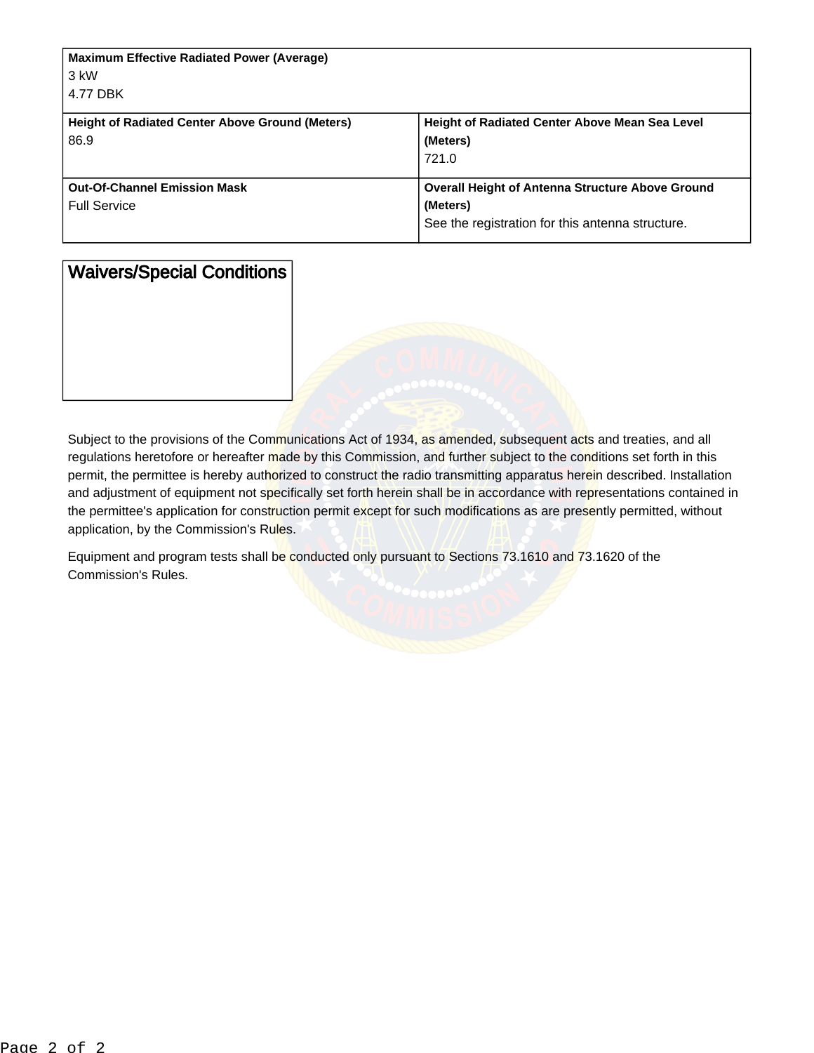| | |
|---|---|
| **Maximum Effective Radiated Power (Average)**<br>3 kW<br>4.77 DBK | |
| **Height of Radiated Center Above Ground (Meters)**<br>86.9 | **Height of Radiated Center Above Mean Sea Level (Meters)**<br>721.0 |
| **Out-Of-Channel Emission Mask**<br>Full Service | **Overall Height of Antenna Structure Above Ground (Meters)**<br>See the registration for this antenna structure. |

## Waivers/Special Conditions

Subject to the provisions of the Communications Act of 1934, as amended, subsequent acts and treaties, and all regulations heretofore or hereafter made by this Commission, and further subject to the conditions set forth in this permit, the permittee is hereby authorized to construct the radio transmitting apparatus herein described. Installation and adjustment of equipment not specifically set forth herein shall be in accordance with representations contained in the permittee's application for construction permit except for such modifications as are presently permitted, without application, by the Commission's Rules.

Equipment and program tests shall be conducted only pursuant to Sections 73.1610 and 73.1620 of the Commission's Rules.